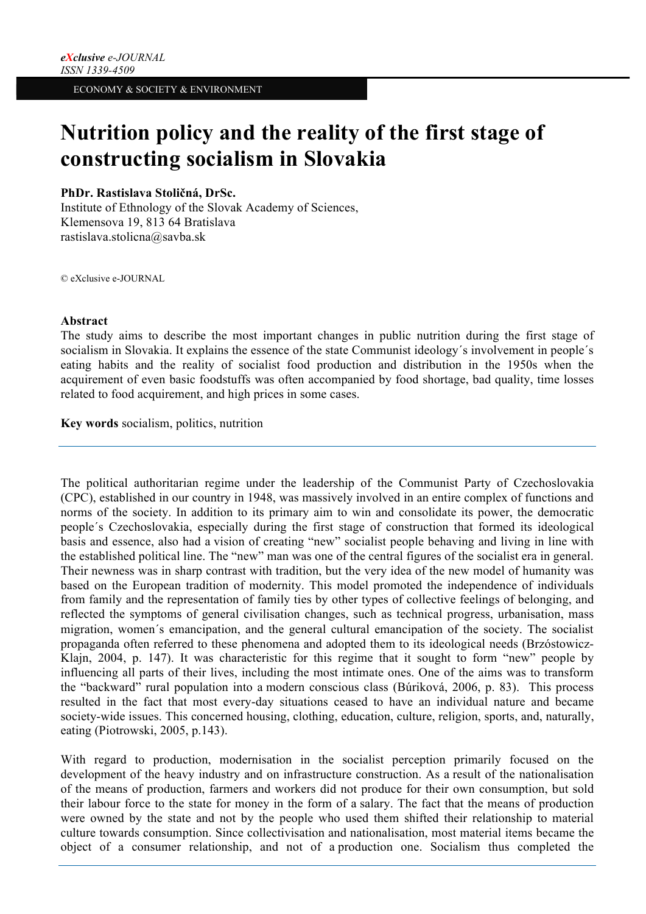*eXclusive e-JOURNAL*
*ISSN 1339-4509*

ECONOMY & SOCIETY & ENVIRONMENT

# Nutrition policy and the reality of the first stage of constructing socialism in Slovakia

**PhDr. Rastislava Stoličná, DrSc.**
Institute of Ethnology of the Slovak Academy of Sciences,
Klemensova 19, 813 64 Bratislava
rastislava.stolicna@savba.sk

© eXclusive e-JOURNAL

**Abstract**
The study aims to describe the most important changes in public nutrition during the first stage of socialism in Slovakia. It explains the essence of the state Communist ideology´s involvement in people´s eating habits and the reality of socialist food production and distribution in the 1950s when the acquirement of even basic foodstuffs was often accompanied by food shortage, bad quality, time losses related to food acquirement, and high prices in some cases.

**Key words** socialism, politics, nutrition

---

The political authoritarian regime under the leadership of the Communist Party of Czechoslovakia (CPC), established in our country in 1948, was massively involved in an entire complex of functions and norms of the society. In addition to its primary aim to win and consolidate its power, the democratic people´s Czechoslovakia, especially during the first stage of construction that formed its ideological basis and essence, also had a vision of creating "new" socialist people behaving and living in line with the established political line. The "new" man was one of the central figures of the socialist era in general. Their newness was in sharp contrast with tradition, but the very idea of the new model of humanity was based on the European tradition of modernity. This model promoted the independence of individuals from family and the representation of family ties by other types of collective feelings of belonging, and reflected the symptoms of general civilisation changes, such as technical progress, urbanisation, mass migration, women´s emancipation, and the general cultural emancipation of the society. The socialist propaganda often referred to these phenomena and adopted them to its ideological needs (Brzóstowicz-Klajn, 2004, p. 147). It was characteristic for this regime that it sought to form "new" people by influencing all parts of their lives, including the most intimate ones. One of the aims was to transform the "backward" rural population into a modern conscious class (Búriková, 2006, p. 83). This process resulted in the fact that most every-day situations ceased to have an individual nature and became society-wide issues. This concerned housing, clothing, education, culture, religion, sports, and, naturally, eating (Piotrowski, 2005, p.143).

With regard to production, modernisation in the socialist perception primarily focused on the development of the heavy industry and on infrastructure construction. As a result of the nationalisation of the means of production, farmers and workers did not produce for their own consumption, but sold their labour force to the state for money in the form of a salary. The fact that the means of production were owned by the state and not by the people who used them shifted their relationship to material culture towards consumption. Since collectivisation and nationalisation, most material items became the object of a consumer relationship, and not of a production one. Socialism thus completed the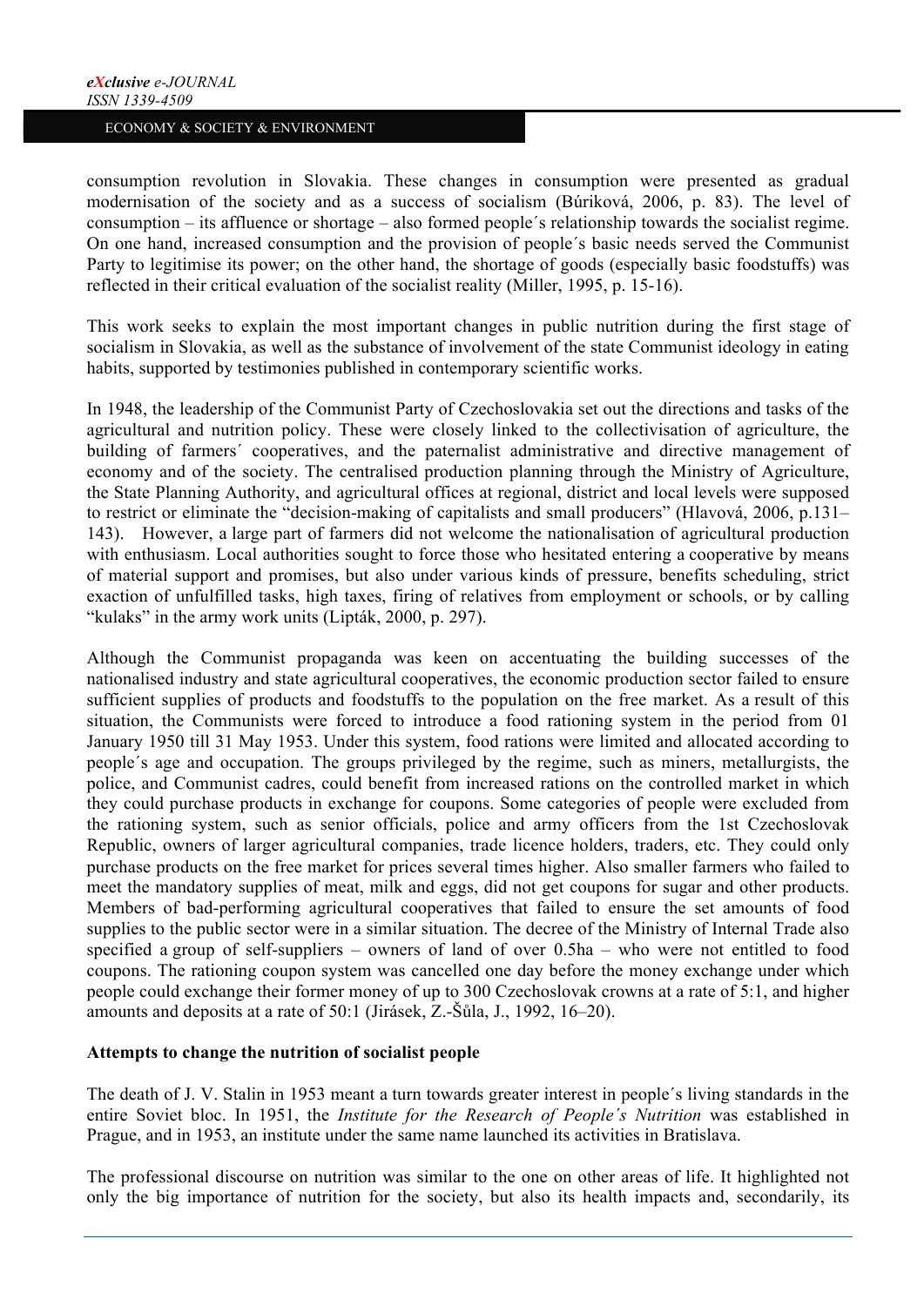consumption revolution in Slovakia. These changes in consumption were presented as gradual modernisation of the society and as a success of socialism (Búriková, 2006, p. 83). The level of consumption – its affluence or shortage – also formed people´s relationship towards the socialist regime. On one hand, increased consumption and the provision of people´s basic needs served the Communist Party to legitimise its power; on the other hand, the shortage of goods (especially basic foodstuffs) was reflected in their critical evaluation of the socialist reality (Miller, 1995, p. 15-16).

This work seeks to explain the most important changes in public nutrition during the first stage of socialism in Slovakia, as well as the substance of involvement of the state Communist ideology in eating habits, supported by testimonies published in contemporary scientific works.

In 1948, the leadership of the Communist Party of Czechoslovakia set out the directions and tasks of the agricultural and nutrition policy. These were closely linked to the collectivisation of agriculture, the building of farmers´ cooperatives, and the paternalist administrative and directive management of economy and of the society. The centralised production planning through the Ministry of Agriculture, the State Planning Authority, and agricultural offices at regional, district and local levels were supposed to restrict or eliminate the "decision-making of capitalists and small producers" (Hlavová, 2006, p.131–143). However, a large part of farmers did not welcome the nationalisation of agricultural production with enthusiasm. Local authorities sought to force those who hesitated entering a cooperative by means of material support and promises, but also under various kinds of pressure, benefits scheduling, strict exaction of unfulfilled tasks, high taxes, firing of relatives from employment or schools, or by calling "kulaks" in the army work units (Lipták, 2000, p. 297).

Although the Communist propaganda was keen on accentuating the building successes of the nationalised industry and state agricultural cooperatives, the economic production sector failed to ensure sufficient supplies of products and foodstuffs to the population on the free market. As a result of this situation, the Communists were forced to introduce a food rationing system in the period from 01 January 1950 till 31 May 1953. Under this system, food rations were limited and allocated according to people´s age and occupation. The groups privileged by the regime, such as miners, metallurgists, the police, and Communist cadres, could benefit from increased rations on the controlled market in which they could purchase products in exchange for coupons. Some categories of people were excluded from the rationing system, such as senior officials, police and army officers from the 1st Czechoslovak Republic, owners of larger agricultural companies, trade licence holders, traders, etc. They could only purchase products on the free market for prices several times higher. Also smaller farmers who failed to meet the mandatory supplies of meat, milk and eggs, did not get coupons for sugar and other products. Members of bad-performing agricultural cooperatives that failed to ensure the set amounts of food supplies to the public sector were in a similar situation. The decree of the Ministry of Internal Trade also specified a group of self-suppliers – owners of land of over 0.5ha – who were not entitled to food coupons. The rationing coupon system was cancelled one day before the money exchange under which people could exchange their former money of up to 300 Czechoslovak crowns at a rate of 5:1, and higher amounts and deposits at a rate of 50:1 (Jirásek, Z.-Šůla, J., 1992, 16–20).

## Attempts to change the nutrition of socialist people

The death of J. V. Stalin in 1953 meant a turn towards greater interest in people´s living standards in the entire Soviet bloc. In 1951, the *Institute for the Research of People´s Nutrition* was established in Prague, and in 1953, an institute under the same name launched its activities in Bratislava.

The professional discourse on nutrition was similar to the one on other areas of life. It highlighted not only the big importance of nutrition for the society, but also its health impacts and, secondarily, its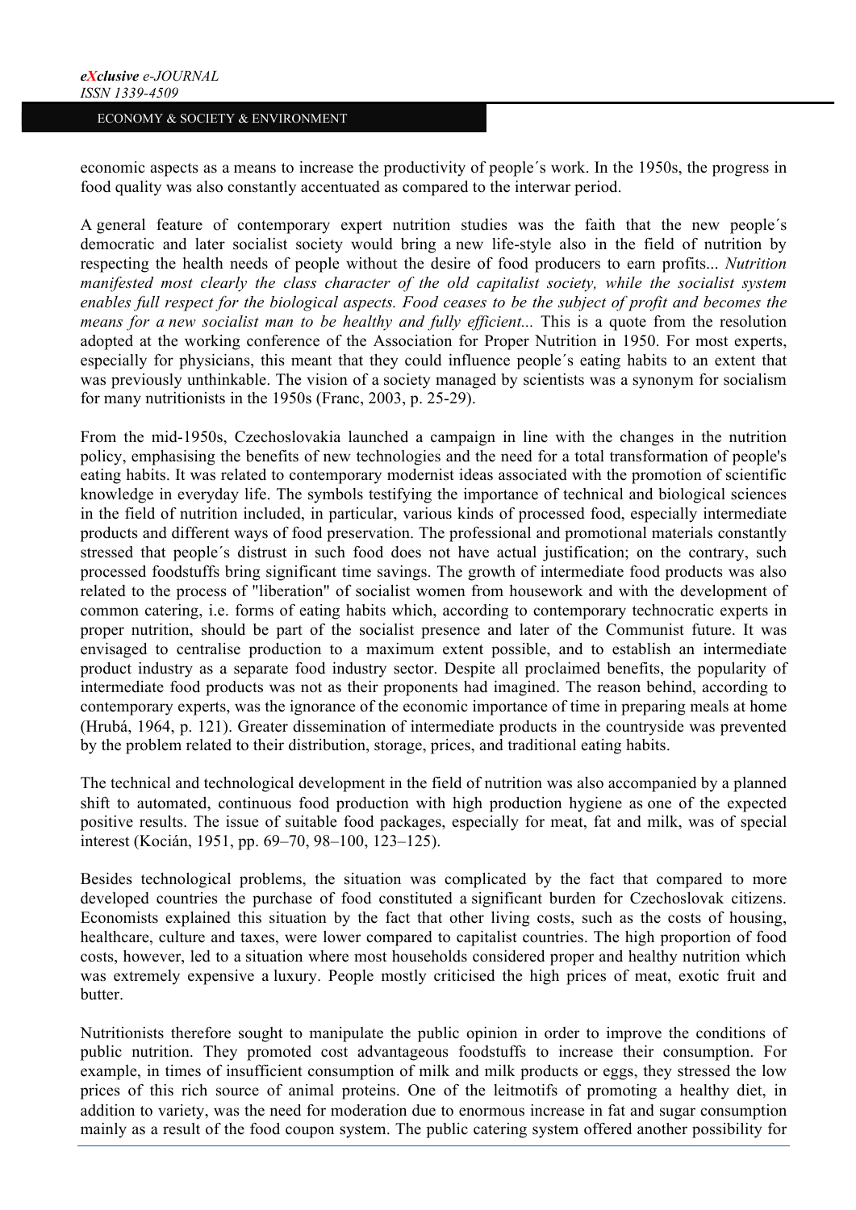economic aspects as a means to increase the productivity of people´s work. In the 1950s, the progress in food quality was also constantly accentuated as compared to the interwar period.

A general feature of contemporary expert nutrition studies was the faith that the new people´s democratic and later socialist society would bring a new life-style also in the field of nutrition by respecting the health needs of people without the desire of food producers to earn profits... *Nutrition manifested most clearly the class character of the old capitalist society, while the socialist system enables full respect for the biological aspects. Food ceases to be the subject of profit and becomes the means for a new socialist man to be healthy and fully efficient...* This is a quote from the resolution adopted at the working conference of the Association for Proper Nutrition in 1950. For most experts, especially for physicians, this meant that they could influence people´s eating habits to an extent that was previously unthinkable. The vision of a society managed by scientists was a synonym for socialism for many nutritionists in the 1950s (Franc, 2003, p. 25-29).

From the mid-1950s, Czechoslovakia launched a campaign in line with the changes in the nutrition policy, emphasising the benefits of new technologies and the need for a total transformation of people's eating habits. It was related to contemporary modernist ideas associated with the promotion of scientific knowledge in everyday life. The symbols testifying the importance of technical and biological sciences in the field of nutrition included, in particular, various kinds of processed food, especially intermediate products and different ways of food preservation. The professional and promotional materials constantly stressed that people´s distrust in such food does not have actual justification; on the contrary, such processed foodstuffs bring significant time savings. The growth of intermediate food products was also related to the process of "liberation" of socialist women from housework and with the development of common catering, i.e. forms of eating habits which, according to contemporary technocratic experts in proper nutrition, should be part of the socialist presence and later of the Communist future. It was envisaged to centralise production to a maximum extent possible, and to establish an intermediate product industry as a separate food industry sector. Despite all proclaimed benefits, the popularity of intermediate food products was not as their proponents had imagined. The reason behind, according to contemporary experts, was the ignorance of the economic importance of time in preparing meals at home (Hrubá, 1964, p. 121). Greater dissemination of intermediate products in the countryside was prevented by the problem related to their distribution, storage, prices, and traditional eating habits.

The technical and technological development in the field of nutrition was also accompanied by a planned shift to automated, continuous food production with high production hygiene as one of the expected positive results. The issue of suitable food packages, especially for meat, fat and milk, was of special interest (Kocián, 1951, pp. 69–70, 98–100, 123–125).

Besides technological problems, the situation was complicated by the fact that compared to more developed countries the purchase of food constituted a significant burden for Czechoslovak citizens. Economists explained this situation by the fact that other living costs, such as the costs of housing, healthcare, culture and taxes, were lower compared to capitalist countries. The high proportion of food costs, however, led to a situation where most households considered proper and healthy nutrition which was extremely expensive a luxury. People mostly criticised the high prices of meat, exotic fruit and butter.

Nutritionists therefore sought to manipulate the public opinion in order to improve the conditions of public nutrition. They promoted cost advantageous foodstuffs to increase their consumption. For example, in times of insufficient consumption of milk and milk products or eggs, they stressed the low prices of this rich source of animal proteins. One of the leitmotifs of promoting a healthy diet, in addition to variety, was the need for moderation due to enormous increase in fat and sugar consumption mainly as a result of the food coupon system. The public catering system offered another possibility for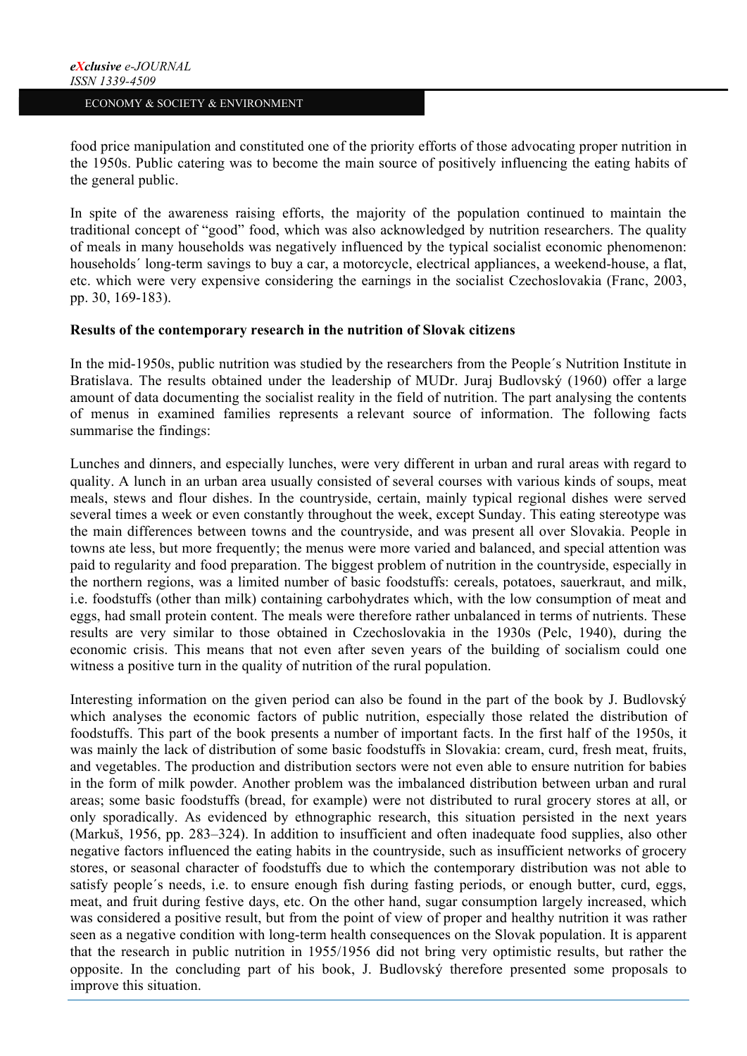food price manipulation and constituted one of the priority efforts of those advocating proper nutrition in the 1950s. Public catering was to become the main source of positively influencing the eating habits of the general public.

In spite of the awareness raising efforts, the majority of the population continued to maintain the traditional concept of "good" food, which was also acknowledged by nutrition researchers. The quality of meals in many households was negatively influenced by the typical socialist economic phenomenon: households´ long-term savings to buy a car, a motorcycle, electrical appliances, a weekend-house, a flat, etc. which were very expensive considering the earnings in the socialist Czechoslovakia (Franc, 2003, pp. 30, 169-183).

**Results of the contemporary research in the nutrition of Slovak citizens**

In the mid-1950s, public nutrition was studied by the researchers from the People´s Nutrition Institute in Bratislava. The results obtained under the leadership of MUDr. Juraj Budlovský (1960) offer a large amount of data documenting the socialist reality in the field of nutrition. The part analysing the contents of menus in examined families represents a relevant source of information. The following facts summarise the findings:

Lunches and dinners, and especially lunches, were very different in urban and rural areas with regard to quality. A lunch in an urban area usually consisted of several courses with various kinds of soups, meat meals, stews and flour dishes. In the countryside, certain, mainly typical regional dishes were served several times a week or even constantly throughout the week, except Sunday. This eating stereotype was the main differences between towns and the countryside, and was present all over Slovakia. People in towns ate less, but more frequently; the menus were more varied and balanced, and special attention was paid to regularity and food preparation. The biggest problem of nutrition in the countryside, especially in the northern regions, was a limited number of basic foodstuffs: cereals, potatoes, sauerkraut, and milk, i.e. foodstuffs (other than milk) containing carbohydrates which, with the low consumption of meat and eggs, had small protein content. The meals were therefore rather unbalanced in terms of nutrients. These results are very similar to those obtained in Czechoslovakia in the 1930s (Pelc, 1940), during the economic crisis. This means that not even after seven years of the building of socialism could one witness a positive turn in the quality of nutrition of the rural population.

Interesting information on the given period can also be found in the part of the book by J. Budlovský which analyses the economic factors of public nutrition, especially those related the distribution of foodstuffs. This part of the book presents a number of important facts. In the first half of the 1950s, it was mainly the lack of distribution of some basic foodstuffs in Slovakia: cream, curd, fresh meat, fruits, and vegetables. The production and distribution sectors were not even able to ensure nutrition for babies in the form of milk powder. Another problem was the imbalanced distribution between urban and rural areas; some basic foodstuffs (bread, for example) were not distributed to rural grocery stores at all, or only sporadically. As evidenced by ethnographic research, this situation persisted in the next years (Markuš, 1956, pp. 283–324). In addition to insufficient and often inadequate food supplies, also other negative factors influenced the eating habits in the countryside, such as insufficient networks of grocery stores, or seasonal character of foodstuffs due to which the contemporary distribution was not able to satisfy people´s needs, i.e. to ensure enough fish during fasting periods, or enough butter, curd, eggs, meat, and fruit during festive days, etc. On the other hand, sugar consumption largely increased, which was considered a positive result, but from the point of view of proper and healthy nutrition it was rather seen as a negative condition with long-term health consequences on the Slovak population. It is apparent that the research in public nutrition in 1955/1956 did not bring very optimistic results, but rather the opposite. In the concluding part of his book, J. Budlovský therefore presented some proposals to improve this situation.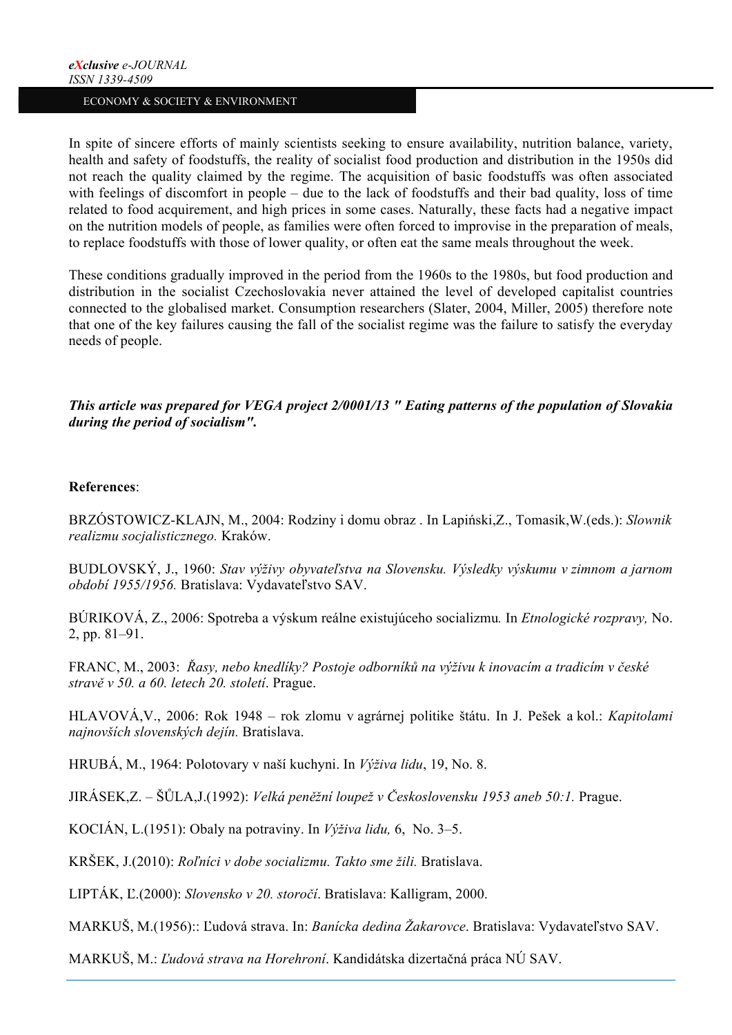In spite of sincere efforts of mainly scientists seeking to ensure availability, nutrition balance, variety, health and safety of foodstuffs, the reality of socialist food production and distribution in the 1950s did not reach the quality claimed by the regime. The acquisition of basic foodstuffs was often associated with feelings of discomfort in people – due to the lack of foodstuffs and their bad quality, loss of time related to food acquirement, and high prices in some cases. Naturally, these facts had a negative impact on the nutrition models of people, as families were often forced to improvise in the preparation of meals, to replace foodstuffs with those of lower quality, or often eat the same meals throughout the week.

These conditions gradually improved in the period from the 1960s to the 1980s, but food production and distribution in the socialist Czechoslovakia never attained the level of developed capitalist countries connected to the globalised market. Consumption researchers (Slater, 2004, Miller, 2005) therefore note that one of the key failures causing the fall of the socialist regime was the failure to satisfy the everyday needs of people.

***This article was prepared for VEGA project 2/0001/13 " Eating patterns of the population of Slovakia during the period of socialism".***

**References**:

BRZÓSTOWICZ-KLAJN, M., 2004: Rodziny i domu obraz . In Lapiński,Z., Tomasik,W.(eds.): *Slownik realizmu socjalisticznego.* Kraków.

BUDLOVSKÝ, J., 1960: *Stav výživy obyvateľstva na Slovensku. Výsledky výskumu v zimnom a jarnom období 1955/1956.* Bratislava: Vydavateľstvo SAV.

BÚRIKOVÁ, Z., 2006: Spotreba a výskum reálne existujúceho socializmu*.* In *Etnologické rozpravy,* No. 2, pp. 81–91.

FRANC, M., 2003: *Řasy, nebo knedlíky? Postoje odborníků na výživu k inovacím a tradicím v české stravě v 50. a 60. letech 20. století*. Prague.

HLAVOVÁ,V., 2006: Rok 1948 – rok zlomu v agrárnej politike štátu. In J. Pešek a kol.: *Kapitolami najnovších slovenských dejín.* Bratislava.

HRUBÁ, M., 1964: Polotovary v naší kuchyni. In *Výživa lidu*, 19, No. 8.

JIRÁSEK,Z. – ŠŮLA,J.(1992): *Velká peněžní loupež v Československu 1953 aneb 50:1.* Prague.

KOCIÁN, L.(1951): Obaly na potraviny. In *Výživa lidu,* 6, No. 3–5.

KRŠEK, J.(2010): *Roľníci v dobe socializmu. Takto sme žili.* Bratislava.

LIPTÁK, Ľ.(2000): *Slovensko v 20. storočí*. Bratislava: Kalligram, 2000.

MARKUŠ, M.(1956):: Ľudová strava. In: *Banícka dedina Žakarovce*. Bratislava: Vydavateľstvo SAV.

MARKUŠ, M.: *Ľudová strava na Horehroní*. Kandidátska dizertačná práca NÚ SAV.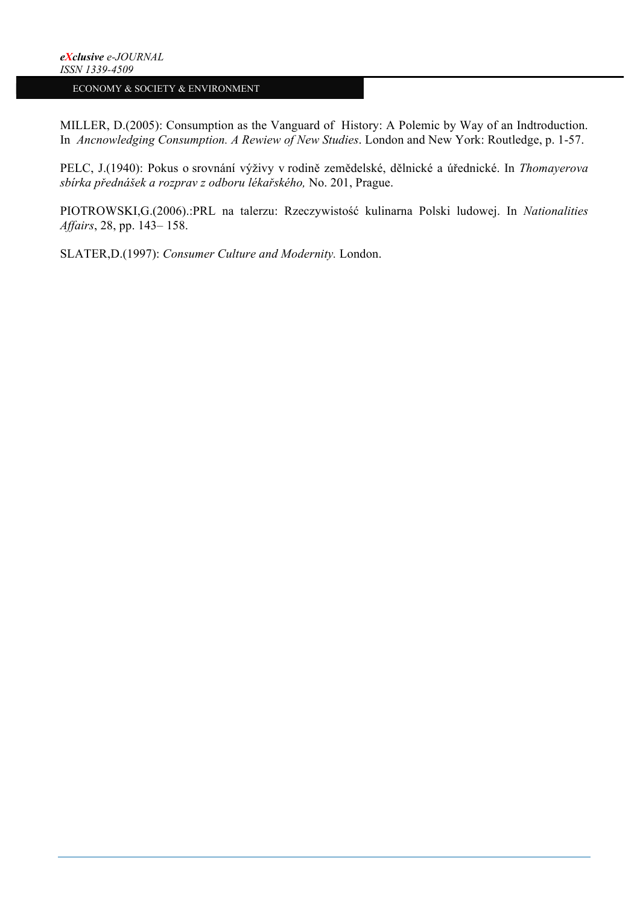MILLER, D.(2005): Consumption as the Vanguard of History: A Polemic by Way of an Indtroduction. In *Ancnowledging Consumption. A Rewiew of New Studies*. London and New York: Routledge, p. 1-57.

PELC, J.(1940): Pokus o srovnání výživy v rodině zemědelské, dělnické a úřednické. In *Thomayerova sbírka přednášek a rozprav z odboru lékařského,* No. 201, Prague.

PIOTROWSKI,G.(2006).:PRL na talerzu: Rzeczywistość kulinarna Polski ludowej. In *Nationalities Affairs*, 28, pp. 143– 158.

SLATER,D.(1997): *Consumer Culture and Modernity.* London.